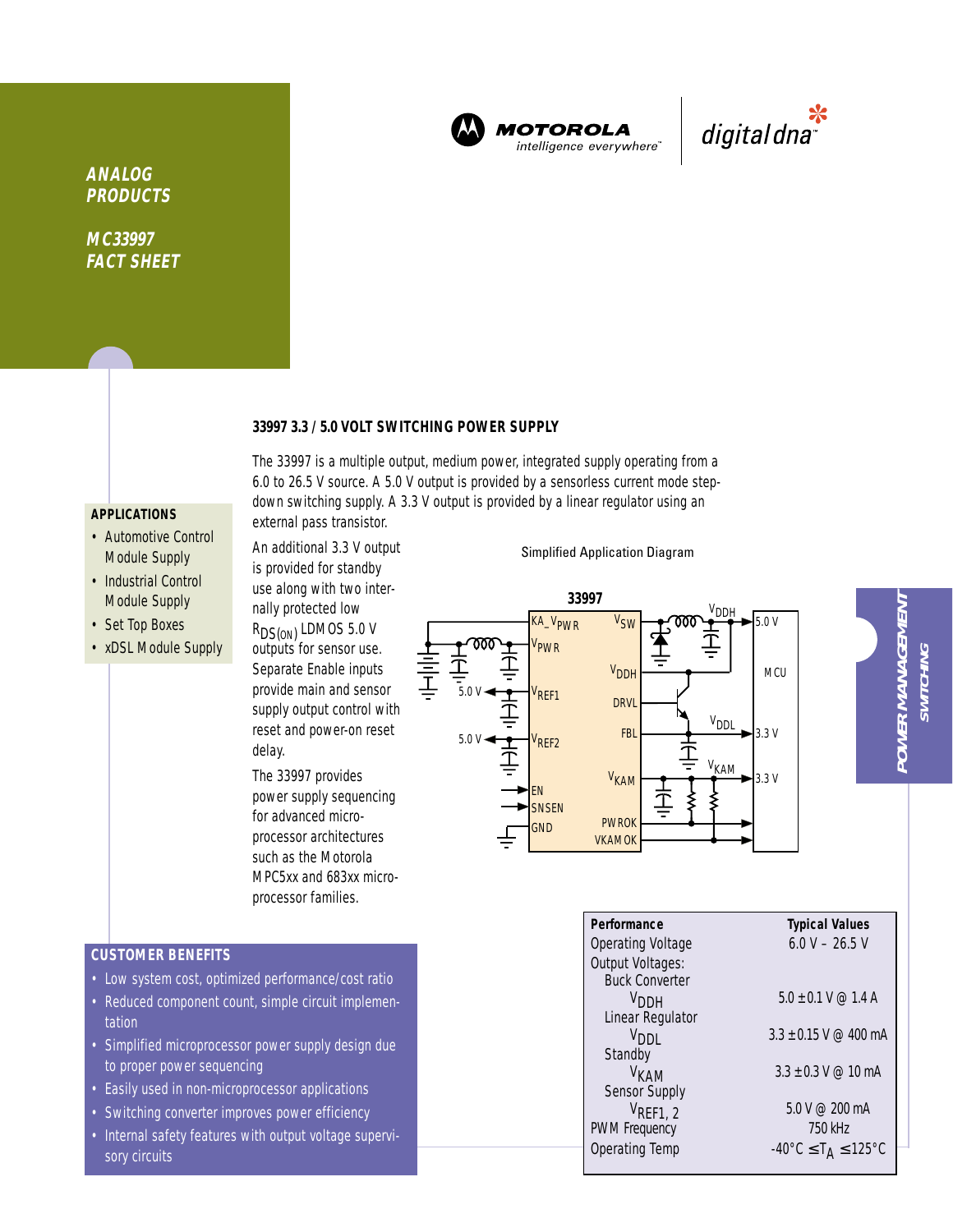ANALOG PRODUCTS

MC33997 FACT SHEET

MOTOROLA
intelligence everywhere™

digital dna™

## 33997 3.3 / 5.0 VOLT SWITCHING POWER SUPPLY

The 33997 is a multiple output, medium power, integrated supply operating from a 6.0 to 26.5 V source. A 5.0 V output is provided by a sensorless current mode step-down switching supply. A 3.3 V output is provided by a linear regulator using an external pass transistor.

An additional 3.3 V output is provided for standby use along with two internally protected low $R_{DS(ON)}$ LDMOS 5.0 V outputs for sensor use. Separate Enable inputs provide main and sensor supply output control with reset and power-on reset delay.

The 33997 provides power supply sequencing for advanced microprocessor architectures such as the Motorola MPC5xx and 683xx microprocessor families.

### APPLICATIONS

- Automotive Control Module Supply
- Industrial Control Module Supply
- Set Top Boxes
- xDSL Module Supply

Simplified Application Diagram

### CUSTOMER BENEFITS

- Low system cost, optimized performance/cost ratio
- Reduced component count, simple circuit implementation
- Simplified microprocessor power supply design due to proper power sequencing
- Easily used in non-microprocessor applications
- Switching converter improves power efficiency
- Internal safety features with output voltage supervisory circuits

| Performance | Typical Values |
|---|---|
| Operating Voltage | 6.0 V – 26.5 V |
| Output Voltages: | |
| Buck Converter $V_{DDH}$ | 5.0 ±0.1 V @ 1.4 A |
| Linear Regulator $V_{DDL}$ | 3.3 ±0.15 V @ 400 mA |
| Standby $V_{KAM}$ | 3.3 ±0.3 V @ 10 mA |
| Sensor Supply $V_{REF1, 2}$ | 5.0 V @ 200 mA |
| PWM Frequency | 750 kHz |
| Operating Temp | -40°C ≤ $T_A$ ≤ 125°C |

POWER MANAGEMENT
SWITCHING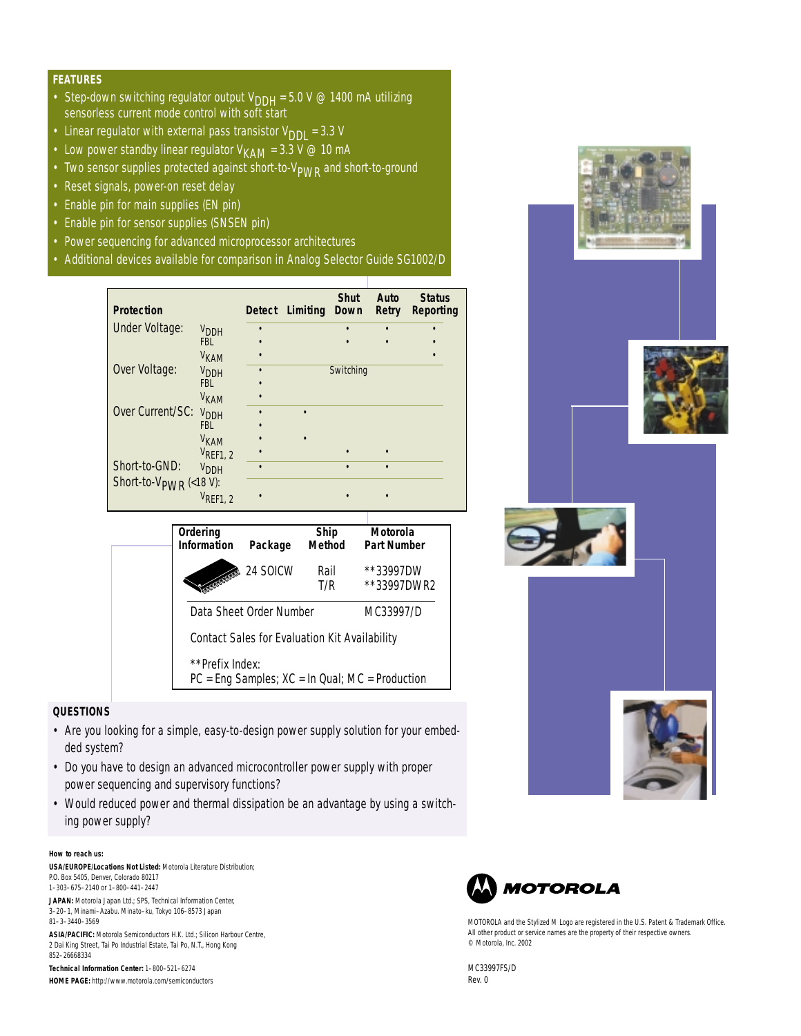## FEATURES

- Step-down switching regulator output $V_{DDH}$ = 5.0 V @ 1400 mA utilizing sensorless current mode control with soft start
- Linear regulator with external pass transistor $V_{DDL}$ = 3.3 V
- Low power standby linear regulator $V_{KAM}$ = 3.3 V @ 10 mA
- Two sensor supplies protected against short-to-$V_{PWR}$ and short-to-ground
- Reset signals, power-on reset delay
- Enable pin for main supplies (EN pin)
- Enable pin for sensor supplies (SNSEN pin)
- Power sequencing for advanced microprocessor architectures
- Additional devices available for comparison in Analog Selector Guide SG1002/D

| Protection | | Detect | Limiting | Shut Down | Auto Retry | Status Reporting |
|---|---|---|---|---|---|---|
| Under Voltage: | $V_{DDH}$ | • | | • | • | • |
| | FBL | • | | • | • | • |
| | $V_{KAM}$ | • | | | | • |
| Over Voltage: | $V_{DDH}$ | • | | Switching | | |
| | FBL | • | | | | |
| | $V_{KAM}$ | • | | | | |
| Over Current/SC: | $V_{DDH}$ | • | • | | | |
| | FBL | • | | | | |
| | $V_{KAM}$ | • | • | | | |
| | $V_{REF1, 2}$ | • | | • | • | |
| Short-to-GND: | $V_{DDH}$ | • | | • | • | |
| Short-to-$V_{PWR}$ (<18 V): | $V_{REF1, 2}$ | • | | • | • | |

| Ordering Information | Package | Ship Method | Motorola Part Number |
|---|---|---|---|
| | 24 SOICW | Rail | **33997DW |
| | | T/R | **33997DWR2 |
| Data Sheet Order Number | | | MC33997/D |

Contact Sales for Evaluation Kit Availability

**Prefix Index:
PC = Eng Samples; XC = In Qual; MC = Production

## QUESTIONS

- Are you looking for a simple, easy-to-design power supply solution for your embedded system?
- Do you have to design an advanced microcontroller power supply with proper power sequencing and supervisory functions?
- Would reduced power and thermal dissipation be an advantage by using a switching power supply?

**How to reach us:**

**USA/EUROPE/Locations Not Listed:** Motorola Literature Distribution; P.O. Box 5405, Denver, Colorado 80217
1–303–675–2140 or 1–800–441–2447

**JAPAN:** Motorola Japan Ltd.; SPS, Technical Information Center, 3–20–1, Minami–Azabu. Minato–ku, Tokyo 106–8573 Japan
81–3–3440–3569

**ASIA/PACIFIC:** Motorola Semiconductors H.K. Ltd.; Silicon Harbour Centre, 2 Dai King Street, Tai Po Industrial Estate, Tai Po, N.T., Hong Kong
852–26668334

**Technical Information Center:** 1–800–521–6274

**HOME PAGE:** http://www.motorola.com/semiconductors

MOTOROLA

MOTOROLA and the Stylized M Logo are registered in the U.S. Patent & Trademark Office. All other product or service names are the property of their respective owners.
© Motorola, Inc. 2002

MC33997FS/D
Rev. 0